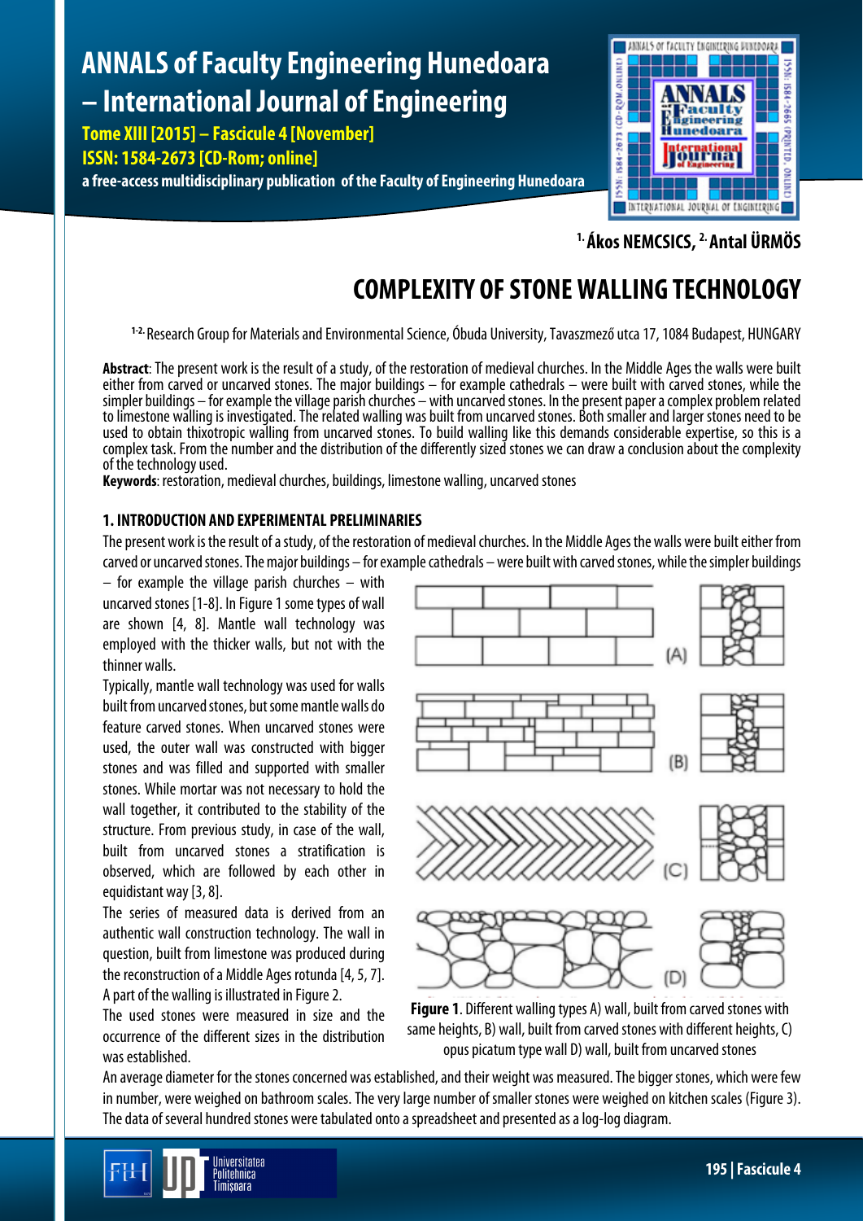# COMPLEXITY OF STONE WALLING TECHNOLOGY

[1.] Ákos NEMCSICS, [2.] Antal ÜRMÖS

[1-2.] Research Group for Materials and Environmental Science, Óbuda University, Tavaszmező utca 17, 1084 Budapest, HUNGARY

**Abstract**: The present work is the result of a study, of the restoration of medieval churches. In the Middle Ages the walls were built either from carved or uncarved stones. The major buildings – for example cathedrals – were built with carved stones, while the simpler buildings – for example the village parish churches – with uncarved stones. In the present paper a complex problem related to limestone walling is investigated. The related walling was built from uncarved stones. Both smaller and larger stones need to be used to obtain thixotropic walling from uncarved stones. To build walling like this demands considerable expertise, so this is a complex task. From the number and the distribution of the differently sized stones we can draw a conclusion about the complexity of the technology used.

**Keywords**: restoration, medieval churches, buildings, limestone walling, uncarved stones

## 1. INTRODUCTION AND EXPERIMENTAL PRELIMINARIES

The present work is the result of a study, of the restoration of medieval churches. In the Middle Ages the walls were built either from carved or uncarved stones. The major buildings – for example cathedrals – were built with carved stones, while the simpler buildings – for example the village parish churches – with uncarved stones [1-8]. In Figure 1 some types of wall are shown [4, 8]. Mantle wall technology was employed with the thicker walls, but not with the thinner walls.

Typically, mantle wall technology was used for walls built from uncarved stones, but some mantle walls do feature carved stones. When uncarved stones were used, the outer wall was constructed with bigger stones and was filled and supported with smaller stones. While mortar was not necessary to hold the wall together, it contributed to the stability of the structure. From previous study, in case of the wall, built from uncarved stones a stratification is observed, which are followed by each other in equidistant way [3, 8].

The series of measured data is derived from an authentic wall construction technology. The wall in question, built from limestone was produced during the reconstruction of a Middle Ages rotunda [4, 5, 7]. A part of the walling is illustrated in Figure 2.

The used stones were measured in size and the occurrence of the different sizes in the distribution was established.

**Figure 1**. Different walling types A) wall, built from carved stones with same heights, B) wall, built from carved stones with different heights, C) opus picatum type wall D) wall, built from uncarved stones

An average diameter for the stones concerned was established, and their weight was measured. The bigger stones, which were few in number, were weighed on bathroom scales. The very large number of smaller stones were weighed on kitchen scales (Figure 3). The data of several hundred stones were tabulated onto a spreadsheet and presented as a log-log diagram.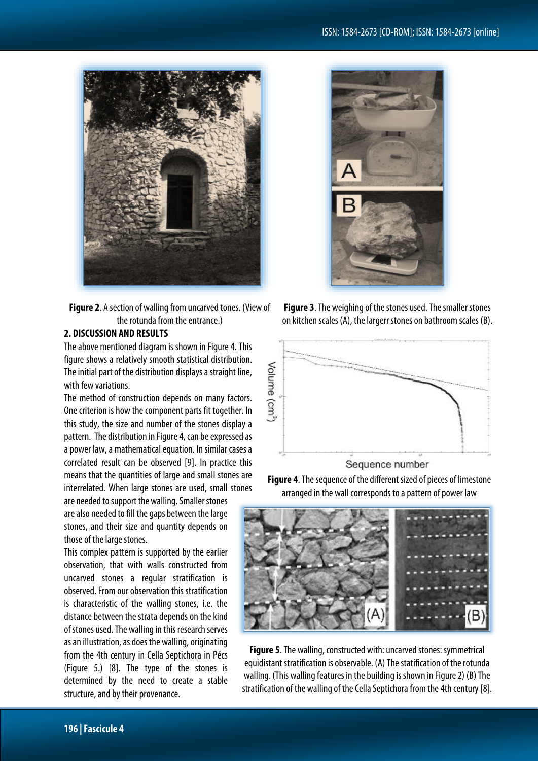**Figure 2**. A section of walling from uncarved tones. (View of the rotunda from the entrance.)

**Figure 3**. The weighing of the stones used. The smaller stones on kitchen scales (A), the largerr stones on bathroom scales (B).

## 2. DISCUSSION AND RESULTS

The above mentioned diagram is shown in Figure 4. This figure shows a relatively smooth statistical distribution. The initial part of the distribution displays a straight line, with few variations.

The method of construction depends on many factors. One criterion is how the component parts fit together. In this study, the size and number of the stones display a pattern. The distribution in Figure 4, can be expressed as a power law, a mathematical equation. In similar cases a correlated result can be observed [9]. In practice this means that the quantities of large and small stones are interrelated. When large stones are used, small stones are needed to support the walling. Smaller stones are also needed to fill the gaps between the large stones, and their size and quantity depends on those of the large stones.

This complex pattern is supported by the earlier observation, that with walls constructed from uncarved stones a regular stratification is observed. From our observation this stratification is characteristic of the walling stones, i.e. the distance between the strata depends on the kind of stones used. The walling in this research serves as an illustration, as does the walling, originating from the 4th century in Cella Septichora in Pécs (Figure 5.) [8]. The type of the stones is determined by the need to create a stable structure, and by their provenance.

**Figure 4**. The sequence of the different sized of pieces of limestone arranged in the wall corresponds to a pattern of power law

**Figure 5**. The walling, constructed with: uncarved stones: symmetrical equidistant stratification is observable. (A) The statification of the rotunda walling. (This walling features in the building is shown in Figure 2) (B) The stratification of the walling of the Cella Septichora from the 4th century [8].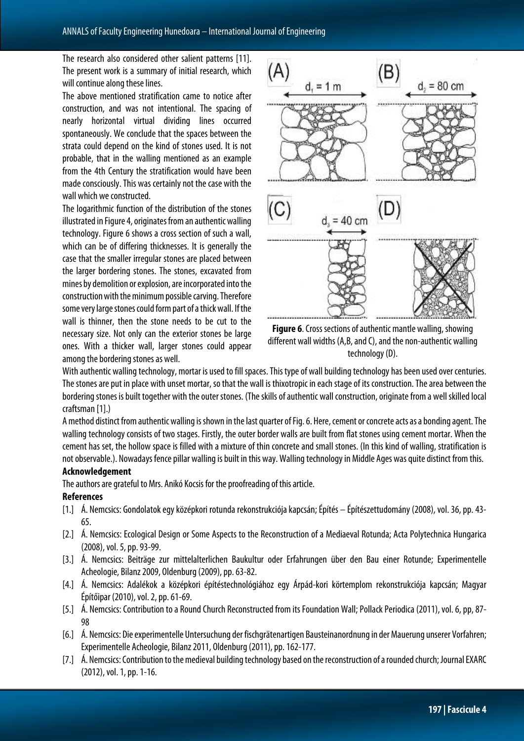The research also considered other salient patterns [11]. The present work is a summary of initial research, which will continue along these lines.

The above mentioned stratification came to notice after construction, and was not intentional. The spacing of nearly horizontal virtual dividing lines occurred spontaneously. We conclude that the spaces between the strata could depend on the kind of stones used. It is not probable, that in the walling mentioned as an example from the 4th Century the stratification would have been made consciously. This was certainly not the case with the wall which we constructed.

The logarithmic function of the distribution of the stones illustrated in Figure 4, originates from an authentic walling technology. Figure 6 shows a cross section of such a wall, which can be of differing thicknesses. It is generally the case that the smaller irregular stones are placed between the larger bordering stones. The stones, excavated from mines by demolition or explosion, are incorporated into the construction with the minimum possible carving. Therefore some very large stones could form part of a thick wall. If the wall is thinner, then the stone needs to be cut to the necessary size. Not only can the exterior stones be large ones. With a thicker wall, larger stones could appear among the bordering stones as well.

**Figure 6**. Cross sections of authentic mantle walling, showing different wall widths (A,B, and C), and the non-authentic walling technology (D).

With authentic walling technology, mortar is used to fill spaces. This type of wall building technology has been used over centuries. The stones are put in place with unset mortar, so that the wall is thixotropic in each stage of its construction. The area between the bordering stones is built together with the outer stones. (The skills of authentic wall construction, originate from a well skilled local craftsman [1].)

A method distinct from authentic walling is shown in the last quarter of Fig. 6. Here, cement or concrete acts as a bonding agent. The walling technology consists of two stages. Firstly, the outer border walls are built from flat stones using cement mortar. When the cement has set, the hollow space is filled with a mixture of thin concrete and small stones. (In this kind of walling, stratification is not observable.). Nowadays fence pillar walling is built in this way. Walling technology in Middle Ages was quite distinct from this.

**Acknowledgement**

The authors are grateful to Mrs. Anikó Kocsis for the proofreading of this article.

**References**

[1.] Á. Nemcsics: Gondolatok egy középkori rotunda rekonstrukciója kapcsán; Építés – Építészettudomány (2008), vol. 36, pp. 43-65.

[2.] Á. Nemcsics: Ecological Design or Some Aspects to the Reconstruction of a Mediaeval Rotunda; Acta Polytechnica Hungarica (2008), vol. 5, pp. 93-99.

[3.] Á. Nemcsics: Beiträge zur mittelalterlichen Baukultur oder Erfahrungen über den Bau einer Rotunde; Experimentelle Acheologie, Bilanz 2009, Oldenburg (2009), pp. 63-82.

[4.] Á. Nemcsics: Adalékok a középkori építéstechnológiához egy Árpád-kori körtemplom rekonstrukciója kapcsán; Magyar Építőipar (2010), vol. 2, pp. 61-69.

[5.] Á. Nemcsics: Contribution to a Round Church Reconstructed from its Foundation Wall; Pollack Periodica (2011), vol. 6, pp, 87-98

[6.] Á. Nemcsics: Die experimentelle Untersuchung der fischgrätenartigen Bausteinanordnung in der Mauerung unserer Vorfahren; Experimentelle Acheologie, Bilanz 2011, Oldenburg (2011), pp. 162-177.

[7.] Á. Nemcsics: Contribution to the medieval building technology based on the reconstruction of a rounded church; Journal EXARC (2012), vol. 1, pp. 1-16.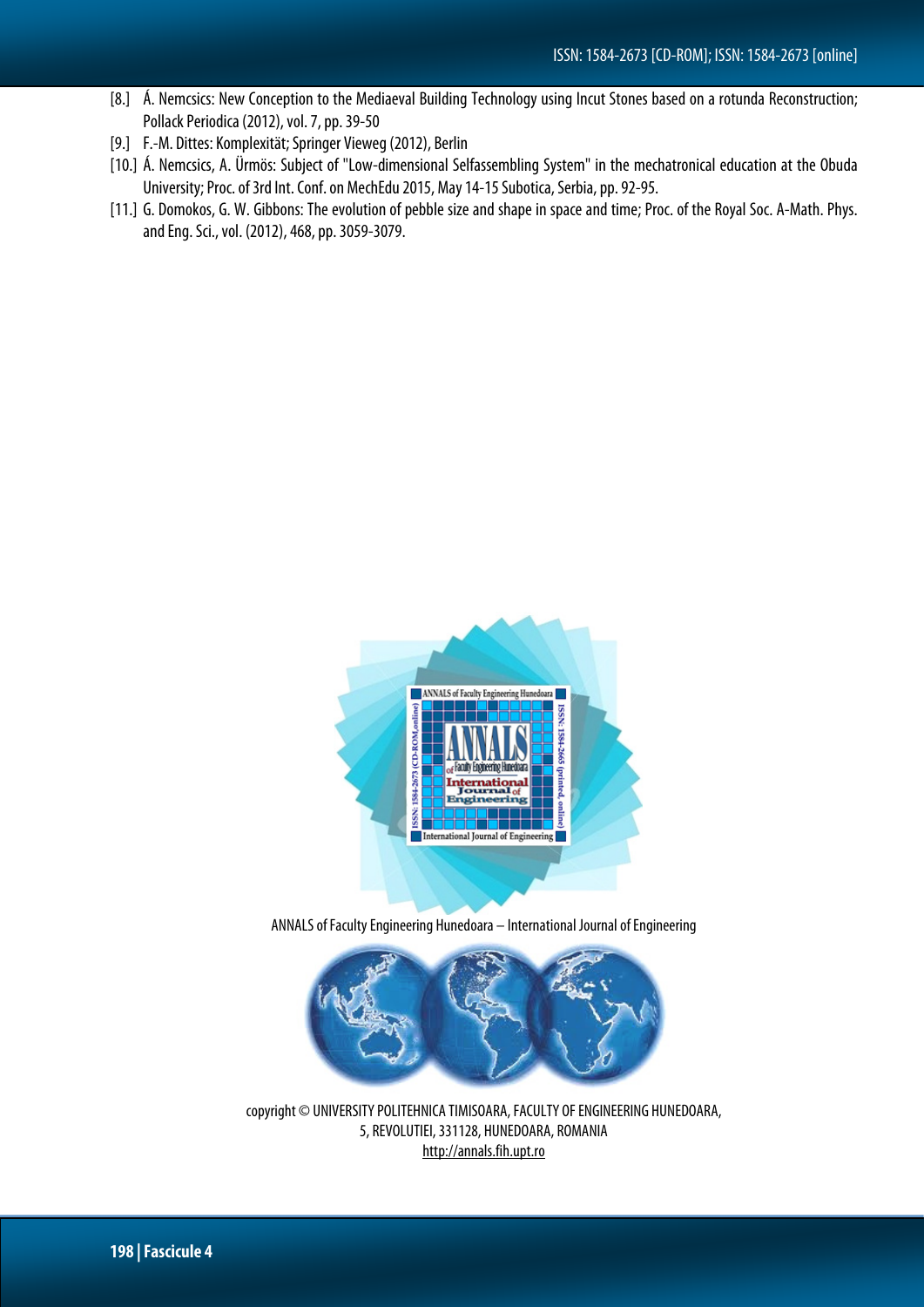[8.] Á. Nemcsics: New Conception to the Mediaeval Building Technology using Incut Stones based on a rotunda Reconstruction; Pollack Periodica (2012), vol. 7, pp. 39-50

[9.] F.-M. Dittes: Komplexität; Springer Vieweg (2012), Berlin

[10.] Á. Nemcsics, A. Ürmös: Subject of "Low-dimensional Selfassembling System" in the mechatronical education at the Obuda University; Proc. of 3rd Int. Conf. on MechEdu 2015, May 14-15 Subotica, Serbia, pp. 92-95.

[11.] G. Domokos, G. W. Gibbons: The evolution of pebble size and shape in space and time; Proc. of the Royal Soc. A-Math. Phys. and Eng. Sci., vol. (2012), 468, pp. 3059-3079.

ANNALS of Faculty Engineering Hunedoara – International Journal of Engineering

copyright © UNIVERSITY POLITEHNICA TIMISOARA, FACULTY OF ENGINEERING HUNEDOARA,
5, REVOLUTIEI, 331128, HUNEDOARA, ROMANIA
http://annals.fih.upt.ro